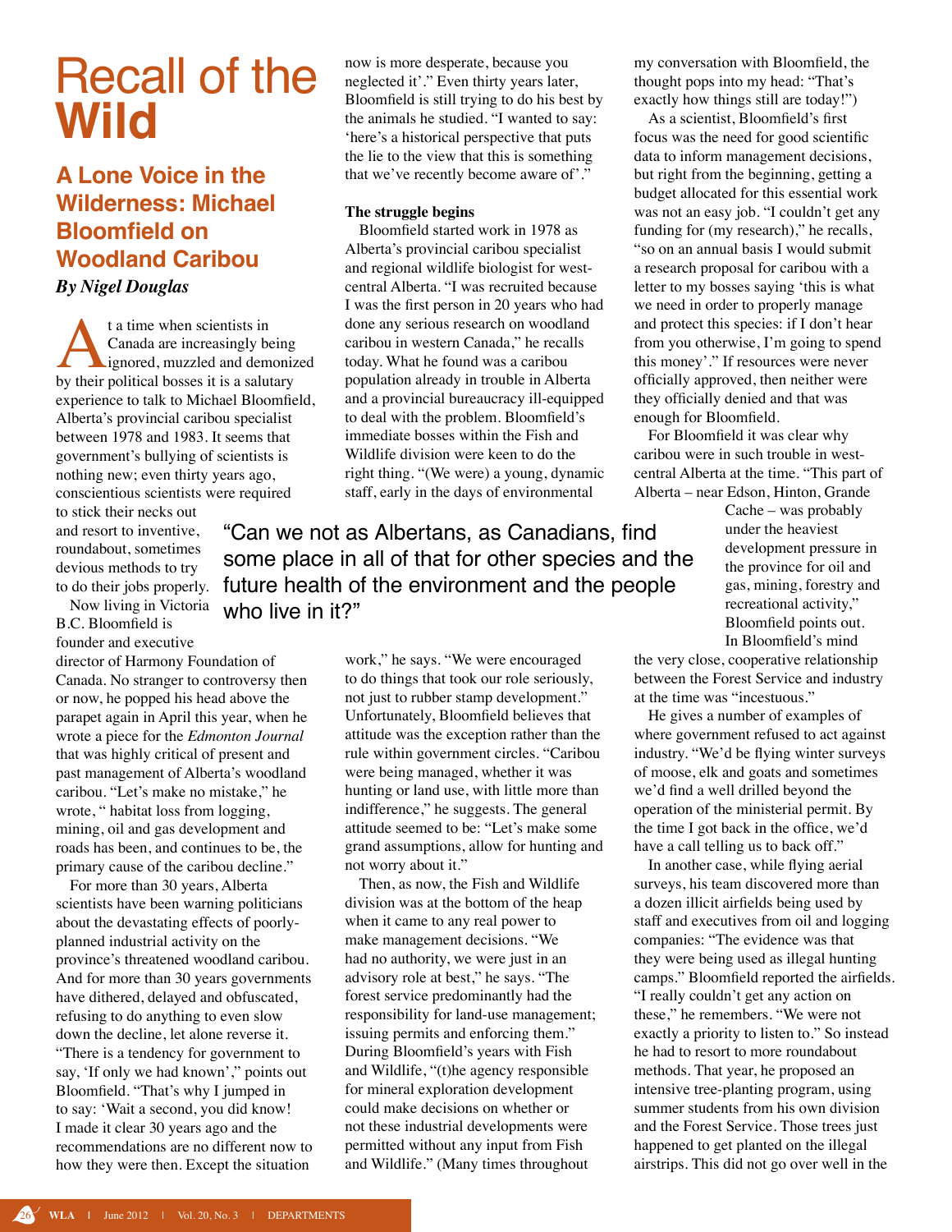# Recall of the Wild

## A Lone Voice in the Wilderness: Michael Bloomfield on Woodland Caribou

***By Nigel Douglas***

At a time when scientists in Canada are increasingly being ignored, muzzled and demonized by their political bosses it is a salutary experience to talk to Michael Bloomfield, Alberta's provincial caribou specialist between 1978 and 1983. It seems that government's bullying of scientists is nothing new; even thirty years ago, conscientious scientists were required to stick their necks out and resort to inventive, roundabout, sometimes devious methods to try to do their jobs properly.

Now living in Victoria B.C. Bloomfield is founder and executive director of Harmony Foundation of Canada. No stranger to controversy then or now, he popped his head above the parapet again in April this year, when he wrote a piece for the *Edmonton Journal* that was highly critical of present and past management of Alberta's woodland caribou. "Let's make no mistake," he wrote, " habitat loss from logging, mining, oil and gas development and roads has been, and continues to be, the primary cause of the caribou decline."

For more than 30 years, Alberta scientists have been warning politicians about the devastating effects of poorly-planned industrial activity on the province's threatened woodland caribou. And for more than 30 years governments have dithered, delayed and obfuscated, refusing to do anything to even slow down the decline, let alone reverse it. "There is a tendency for government to say, 'If only we had known'," points out Bloomfield. "That's why I jumped in to say: 'Wait a second, you did know! I made it clear 30 years ago and the recommendations are no different now to how they were then. Except the situation now is more desperate, because you neglected it'." Even thirty years later, Bloomfield is still trying to do his best by the animals he studied. "I wanted to say: 'here's a historical perspective that puts the lie to the view that this is something that we've recently become aware of'."

> "Can we not as Albertans, as Canadians, find some place in all of that for other species and the future health of the environment and the people who live in it?"

**The struggle begins**

Bloomfield started work in 1978 as Alberta's provincial caribou specialist and regional wildlife biologist for west-central Alberta. "I was recruited because I was the first person in 20 years who had done any serious research on woodland caribou in western Canada," he recalls today. What he found was a caribou population already in trouble in Alberta and a provincial bureaucracy ill-equipped to deal with the problem. Bloomfield's immediate bosses within the Fish and Wildlife division were keen to do the right thing. "(We were) a young, dynamic staff, early in the days of environmental work," he says. "We were encouraged to do things that took our role seriously, not just to rubber stamp development." Unfortunately, Bloomfield believes that attitude was the exception rather than the rule within government circles. "Caribou were being managed, whether it was hunting or land use, with little more than indifference," he suggests. The general attitude seemed to be: "Let's make some grand assumptions, allow for hunting and not worry about it."

Then, as now, the Fish and Wildlife division was at the bottom of the heap when it came to any real power to make management decisions. "We had no authority, we were just in an advisory role at best," he says. "The forest service predominantly had the responsibility for land-use management; issuing permits and enforcing them." During Bloomfield's years with Fish and Wildlife, "(t)he agency responsible for mineral exploration development could make decisions on whether or not these industrial developments were permitted without any input from Fish and Wildlife." (Many times throughout my conversation with Bloomfield, the thought pops into my head: "That's exactly how things still are today!")

As a scientist, Bloomfield's first focus was the need for good scientific data to inform management decisions, but right from the beginning, getting a budget allocated for this essential work was not an easy job. "I couldn't get any funding for (my research)," he recalls, "so on an annual basis I would submit a research proposal for caribou with a letter to my bosses saying 'this is what we need in order to properly manage and protect this species: if I don't hear from you otherwise, I'm going to spend this money'." If resources were never officially approved, then neither were they officially denied and that was enough for Bloomfield.

For Bloomfield it was clear why caribou were in such trouble in west-central Alberta at the time. "This part of Alberta – near Edson, Hinton, Grande Cache – was probably under the heaviest development pressure in the province for oil and gas, mining, forestry and recreational activity," Bloomfield points out. In Bloomfield's mind the very close, cooperative relationship between the Forest Service and industry at the time was "incestuous."

He gives a number of examples of where government refused to act against industry. "We'd be flying winter surveys of moose, elk and goats and sometimes we'd find a well drilled beyond the operation of the ministerial permit. By the time I got back in the office, we'd have a call telling us to back off."

In another case, while flying aerial surveys, his team discovered more than a dozen illicit airfields being used by staff and executives from oil and logging companies: "The evidence was that they were being used as illegal hunting camps." Bloomfield reported the airfields. "I really couldn't get any action on these," he remembers. "We were not exactly a priority to listen to." So instead he had to resort to more roundabout methods. That year, he proposed an intensive tree-planting program, using summer students from his own division and the Forest Service. Those trees just happened to get planted on the illegal airstrips. This did not go over well in the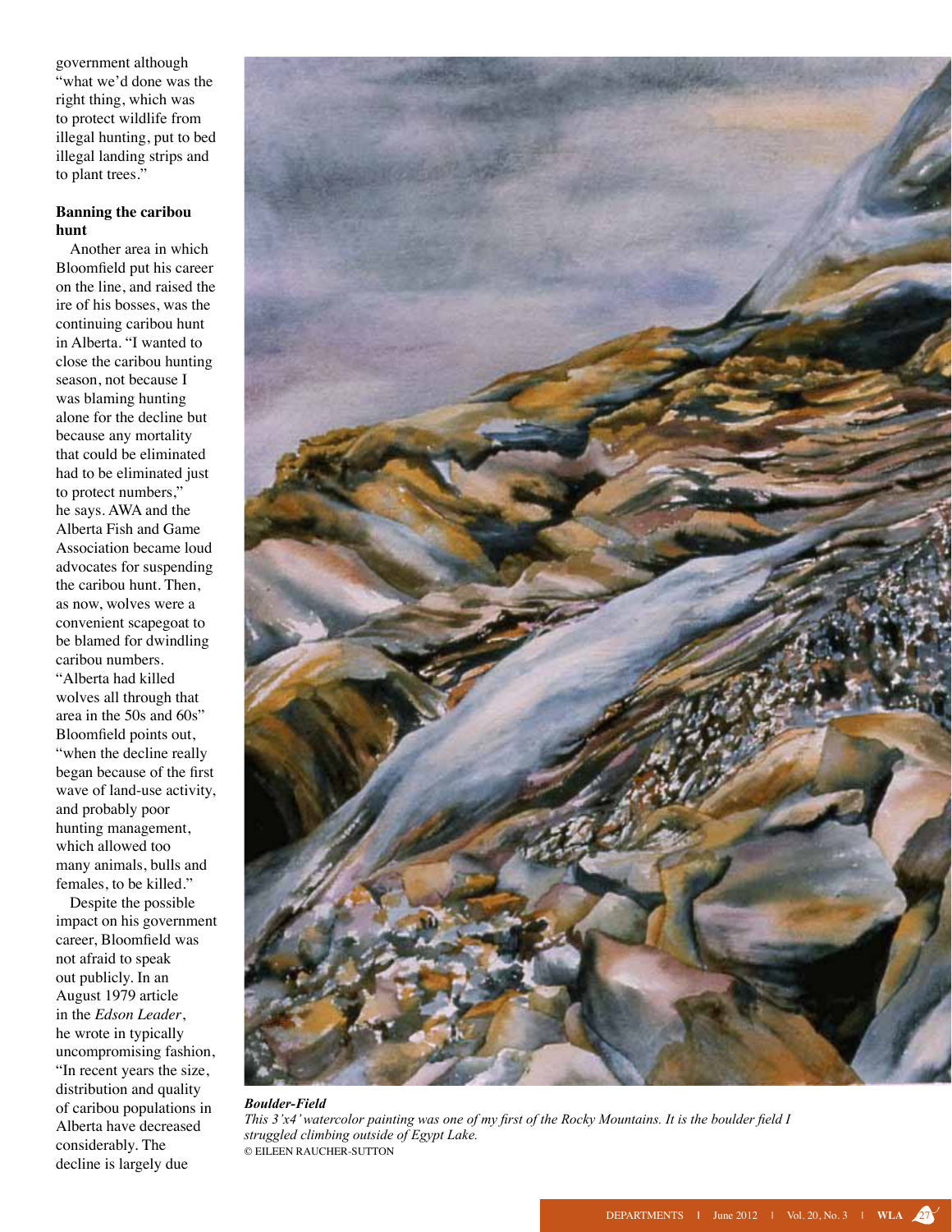government although "what we'd done was the right thing, which was to protect wildlife from illegal hunting, put to bed illegal landing strips and to plant trees."

**Banning the caribou hunt**

Another area in which Bloomfield put his career on the line, and raised the ire of his bosses, was the continuing caribou hunt in Alberta. "I wanted to close the caribou hunting season, not because I was blaming hunting alone for the decline but because any mortality that could be eliminated had to be eliminated just to protect numbers," he says. AWA and the Alberta Fish and Game Association became loud advocates for suspending the caribou hunt. Then, as now, wolves were a convenient scapegoat to be blamed for dwindling caribou numbers. "Alberta had killed wolves all through that area in the 50s and 60s" Bloomfield points out, "when the decline really began because of the first wave of land-use activity, and probably poor hunting management, which allowed too many animals, bulls and females, to be killed."

Despite the possible impact on his government career, Bloomfield was not afraid to speak out publicly. In an August 1979 article in the *Edson Leader*, he wrote in typically uncompromising fashion, "In recent years the size, distribution and quality of caribou populations in Alberta have decreased considerably. The decline is largely due

***Boulder-Field***

*This 3'x4' watercolor painting was one of my first of the Rocky Mountains. It is the boulder field I struggled climbing outside of Egypt Lake.*

© EILEEN RAUCHER-SUTTON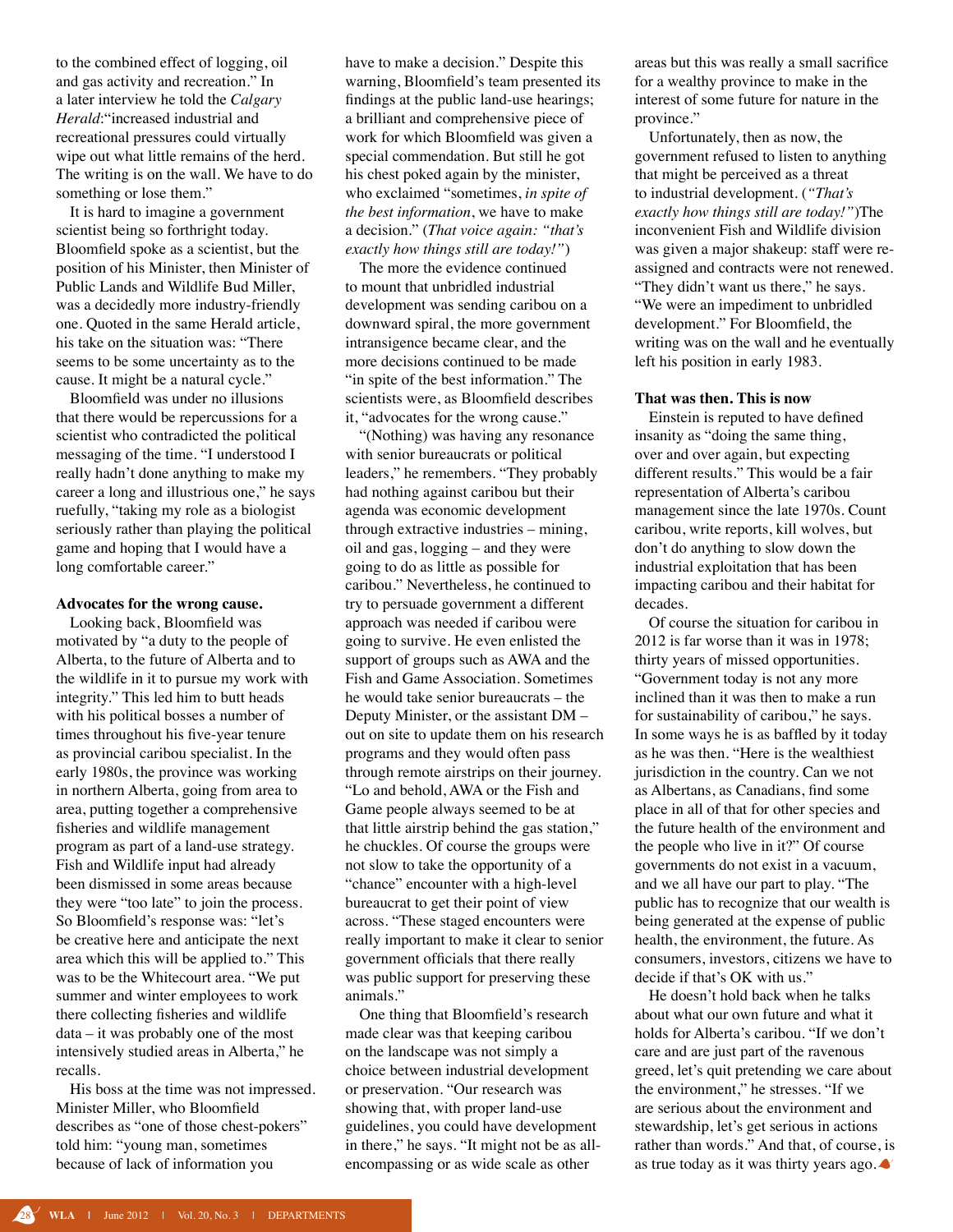to the combined effect of logging, oil and gas activity and recreation." In a later interview he told the *Calgary Herald*:"increased industrial and recreational pressures could virtually wipe out what little remains of the herd. The writing is on the wall. We have to do something or lose them."

It is hard to imagine a government scientist being so forthright today. Bloomfield spoke as a scientist, but the position of his Minister, then Minister of Public Lands and Wildlife Bud Miller, was a decidedly more industry-friendly one. Quoted in the same Herald article, his take on the situation was: "There seems to be some uncertainty as to the cause. It might be a natural cycle."

Bloomfield was under no illusions that there would be repercussions for a scientist who contradicted the political messaging of the time. "I understood I really hadn't done anything to make my career a long and illustrious one," he says ruefully, "taking my role as a biologist seriously rather than playing the political game and hoping that I would have a long comfortable career."

**Advocates for the wrong cause.**

Looking back, Bloomfield was motivated by "a duty to the people of Alberta, to the future of Alberta and to the wildlife in it to pursue my work with integrity." This led him to butt heads with his political bosses a number of times throughout his five-year tenure as provincial caribou specialist. In the early 1980s, the province was working in northern Alberta, going from area to area, putting together a comprehensive fisheries and wildlife management program as part of a land-use strategy. Fish and Wildlife input had already been dismissed in some areas because they were "too late" to join the process. So Bloomfield's response was: "let's be creative here and anticipate the next area which this will be applied to." This was to be the Whitecourt area. "We put summer and winter employees to work there collecting fisheries and wildlife data – it was probably one of the most intensively studied areas in Alberta," he recalls.

His boss at the time was not impressed. Minister Miller, who Bloomfield describes as "one of those chest-pokers" told him: "young man, sometimes because of lack of information you have to make a decision." Despite this warning, Bloomfield's team presented its findings at the public land-use hearings; a brilliant and comprehensive piece of work for which Bloomfield was given a special commendation. But still he got his chest poked again by the minister, who exclaimed "sometimes, *in spite of the best information*, we have to make a decision." (*That voice again: "that's exactly how things still are today!"*)

The more the evidence continued to mount that unbridled industrial development was sending caribou on a downward spiral, the more government intransigence became clear, and the more decisions continued to be made "in spite of the best information." The scientists were, as Bloomfield describes it, "advocates for the wrong cause."

"(Nothing) was having any resonance with senior bureaucrats or political leaders," he remembers. "They probably had nothing against caribou but their agenda was economic development through extractive industries – mining, oil and gas, logging – and they were going to do as little as possible for caribou." Nevertheless, he continued to try to persuade government a different approach was needed if caribou were going to survive. He even enlisted the support of groups such as AWA and the Fish and Game Association. Sometimes he would take senior bureaucrats – the Deputy Minister, or the assistant DM – out on site to update them on his research programs and they would often pass through remote airstrips on their journey. "Lo and behold, AWA or the Fish and Game people always seemed to be at that little airstrip behind the gas station," he chuckles. Of course the groups were not slow to take the opportunity of a "chance" encounter with a high-level bureaucrat to get their point of view across. "These staged encounters were really important to make it clear to senior government officials that there really was public support for preserving these animals."

One thing that Bloomfield's research made clear was that keeping caribou on the landscape was not simply a choice between industrial development or preservation. "Our research was showing that, with proper land-use guidelines, you could have development in there," he says. "It might not be as all-encompassing or as wide scale as other areas but this was really a small sacrifice for a wealthy province to make in the interest of some future for nature in the province."

Unfortunately, then as now, the government refused to listen to anything that might be perceived as a threat to industrial development. (*"That's exactly how things still are today!"*)The inconvenient Fish and Wildlife division was given a major shakeup: staff were re-assigned and contracts were not renewed. "They didn't want us there," he says. "We were an impediment to unbridled development." For Bloomfield, the writing was on the wall and he eventually left his position in early 1983.

**That was then. This is now**

Einstein is reputed to have defined insanity as "doing the same thing, over and over again, but expecting different results." This would be a fair representation of Alberta's caribou management since the late 1970s. Count caribou, write reports, kill wolves, but don't do anything to slow down the industrial exploitation that has been impacting caribou and their habitat for decades.

Of course the situation for caribou in 2012 is far worse than it was in 1978; thirty years of missed opportunities. "Government today is not any more inclined than it was then to make a run for sustainability of caribou," he says. In some ways he is as baffled by it today as he was then. "Here is the wealthiest jurisdiction in the country. Can we not as Albertans, as Canadians, find some place in all of that for other species and the future health of the environment and the people who live in it?" Of course governments do not exist in a vacuum, and we all have our part to play. "The public has to recognize that our wealth is being generated at the expense of public health, the environment, the future. As consumers, investors, citizens we have to decide if that's OK with us."

He doesn't hold back when he talks about what our own future and what it holds for Alberta's caribou. "If we don't care and are just part of the ravenous greed, let's quit pretending we care about the environment," he stresses. "If we are serious about the environment and stewardship, let's get serious in actions rather than words." And that, of course, is as true today as it was thirty years ago.